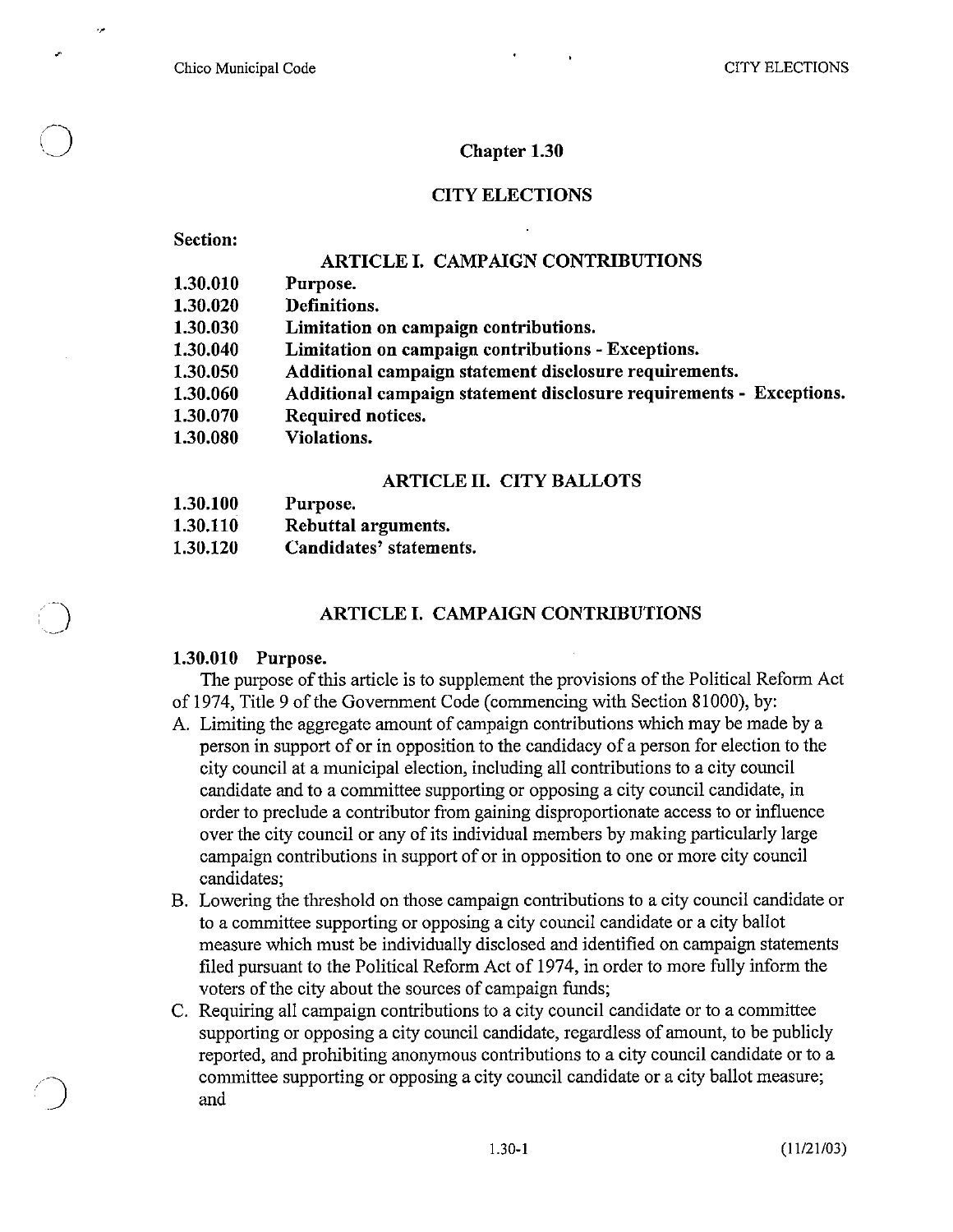# Chapter 1.30

## CITY ELECTIONS

**Section:**

**ARTICLE I. CAMPAIGN CONTRIBUTIONS**

| | |
|---|---|
| **1.30.010** | **Purpose.** |
| **1.30.020** | **Definitions.** |
| **1.30.030** | **Limitation on campaign contributions.** |
| **1.30.040** | **Limitation on campaign contributions - Exceptions.** |
| **1.30.050** | **Additional campaign statement disclosure requirements.** |
| **1.30.060** | **Additional campaign statement disclosure requirements - Exceptions.** |
| **1.30.070** | **Required notices.** |
| **1.30.080** | **Violations.** |

**ARTICLE II. CITY BALLOTS**

| | |
|---|---|
| **1.30.100** | **Purpose.** |
| **1.30.110** | **Rebuttal arguments.** |
| **1.30.120** | **Candidates' statements.** |

## ARTICLE I. CAMPAIGN CONTRIBUTIONS

### 1.30.010 Purpose.

The purpose of this article is to supplement the provisions of the Political Reform Act of 1974, Title 9 of the Government Code (commencing with Section 81000), by:

A. Limiting the aggregate amount of campaign contributions which may be made by a person in support of or in opposition to the candidacy of a person for election to the city council at a municipal election, including all contributions to a city council candidate and to a committee supporting or opposing a city council candidate, in order to preclude a contributor from gaining disproportionate access to or influence over the city council or any of its individual members by making particularly large campaign contributions in support of or in opposition to one or more city council candidates;

B. Lowering the threshold on those campaign contributions to a city council candidate or to a committee supporting or opposing a city council candidate or a city ballot measure which must be individually disclosed and identified on campaign statements filed pursuant to the Political Reform Act of 1974, in order to more fully inform the voters of the city about the sources of campaign funds;

C. Requiring all campaign contributions to a city council candidate or to a committee supporting or opposing a city council candidate, regardless of amount, to be publicly reported, and prohibiting anonymous contributions to a city council candidate or to a committee supporting or opposing a city council candidate or a city ballot measure; and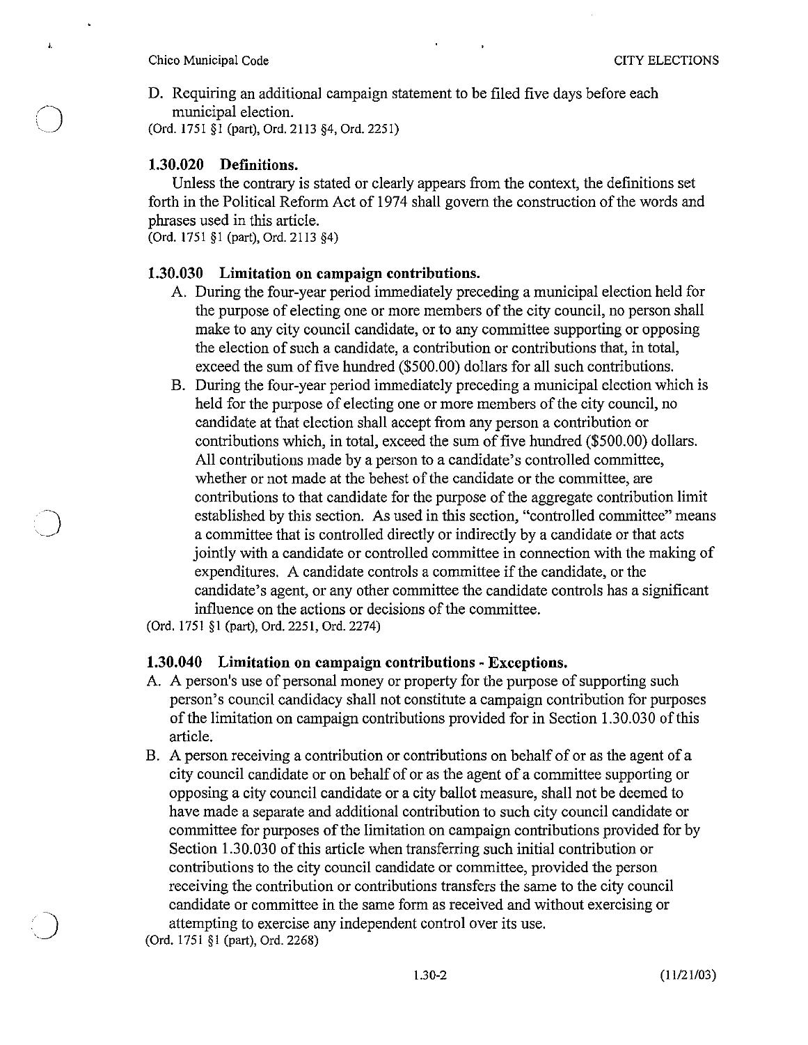D. Requiring an additional campaign statement to be filed five days before each municipal election.

(Ord. 1751 §1 (part), Ord. 2113 §4, Ord. 2251)

### 1.30.020 Definitions.

Unless the contrary is stated or clearly appears from the context, the definitions set forth in the Political Reform Act of 1974 shall govern the construction of the words and phrases used in this article.

(Ord. 1751 §1 (part), Ord. 2113 §4)

### 1.30.030 Limitation on campaign contributions.

A. During the four-year period immediately preceding a municipal election held for the purpose of electing one or more members of the city council, no person shall make to any city council candidate, or to any committee supporting or opposing the election of such a candidate, a contribution or contributions that, in total, exceed the sum of five hundred ($500.00) dollars for all such contributions.

B. During the four-year period immediately preceding a municipal election which is held for the purpose of electing one or more members of the city council, no candidate at that election shall accept from any person a contribution or contributions which, in total, exceed the sum of five hundred ($500.00) dollars. All contributions made by a person to a candidate's controlled committee, whether or not made at the behest of the candidate or the committee, are contributions to that candidate for the purpose of the aggregate contribution limit established by this section. As used in this section, "controlled committee" means a committee that is controlled directly or indirectly by a candidate or that acts jointly with a candidate or controlled committee in connection with the making of expenditures. A candidate controls a committee if the candidate, or the candidate's agent, or any other committee the candidate controls has a significant influence on the actions or decisions of the committee.

(Ord. 1751 §1 (part), Ord. 2251, Ord. 2274)

### 1.30.040 Limitation on campaign contributions - Exceptions.

A. A person's use of personal money or property for the purpose of supporting such person's council candidacy shall not constitute a campaign contribution for purposes of the limitation on campaign contributions provided for in Section 1.30.030 of this article.

B. A person receiving a contribution or contributions on behalf of or as the agent of a city council candidate or on behalf of or as the agent of a committee supporting or opposing a city council candidate or a city ballot measure, shall not be deemed to have made a separate and additional contribution to such city council candidate or committee for purposes of the limitation on campaign contributions provided for by Section 1.30.030 of this article when transferring such initial contribution or contributions to the city council candidate or committee, provided the person receiving the contribution or contributions transfers the same to the city council candidate or committee in the same form as received and without exercising or attempting to exercise any independent control over its use.

(Ord. 1751 §1 (part), Ord. 2268)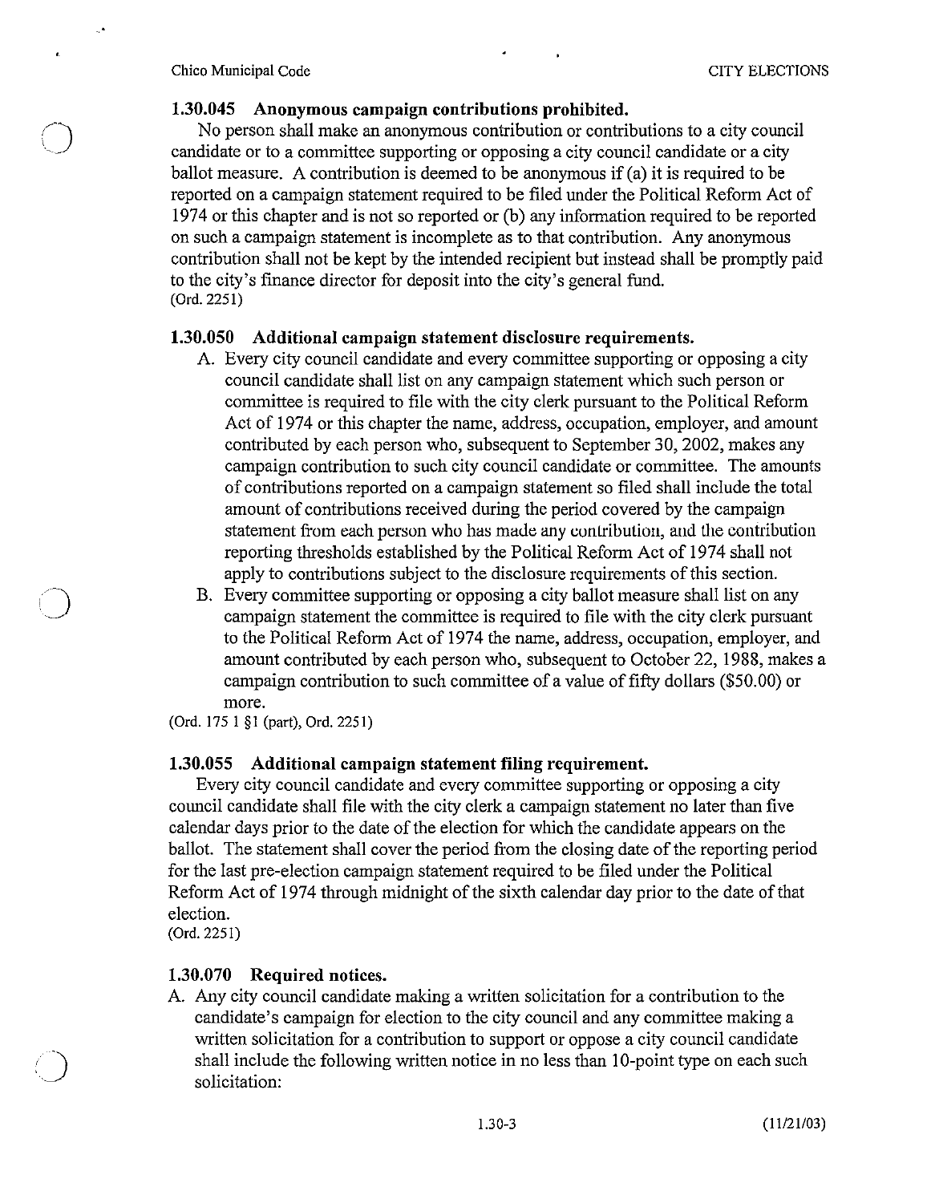### 1.30.045 Anonymous campaign contributions prohibited.

No person shall make an anonymous contribution or contributions to a city council candidate or to a committee supporting or opposing a city council candidate or a city ballot measure. A contribution is deemed to be anonymous if (a) it is required to be reported on a campaign statement required to be filed under the Political Reform Act of 1974 or this chapter and is not so reported or (b) any information required to be reported on such a campaign statement is incomplete as to that contribution. Any anonymous contribution shall not be kept by the intended recipient but instead shall be promptly paid to the city's finance director for deposit into the city's general fund.
(Ord. 2251)

### 1.30.050 Additional campaign statement disclosure requirements.

A. Every city council candidate and every committee supporting or opposing a city council candidate shall list on any campaign statement which such person or committee is required to file with the city clerk pursuant to the Political Reform Act of 1974 or this chapter the name, address, occupation, employer, and amount contributed by each person who, subsequent to September 30, 2002, makes any campaign contribution to such city council candidate or committee. The amounts of contributions reported on a campaign statement so filed shall include the total amount of contributions received during the period covered by the campaign statement from each person who has made any contribution, and the contribution reporting thresholds established by the Political Reform Act of 1974 shall not apply to contributions subject to the disclosure requirements of this section.

B. Every committee supporting or opposing a city ballot measure shall list on any campaign statement the committee is required to file with the city clerk pursuant to the Political Reform Act of 1974 the name, address, occupation, employer, and amount contributed by each person who, subsequent to October 22, 1988, makes a campaign contribution to such committee of a value of fifty dollars ($50.00) or more.

(Ord. 1751 §1 (part), Ord. 2251)

### 1.30.055 Additional campaign statement filing requirement.

Every city council candidate and every committee supporting or opposing a city council candidate shall file with the city clerk a campaign statement no later than five calendar days prior to the date of the election for which the candidate appears on the ballot. The statement shall cover the period from the closing date of the reporting period for the last pre-election campaign statement required to be filed under the Political Reform Act of 1974 through midnight of the sixth calendar day prior to the date of that election.
(Ord. 2251)

### 1.30.070 Required notices.

A. Any city council candidate making a written solicitation for a contribution to the candidate's campaign for election to the city council and any committee making a written solicitation for a contribution to support or oppose a city council candidate shall include the following written notice in no less than 10-point type on each such solicitation: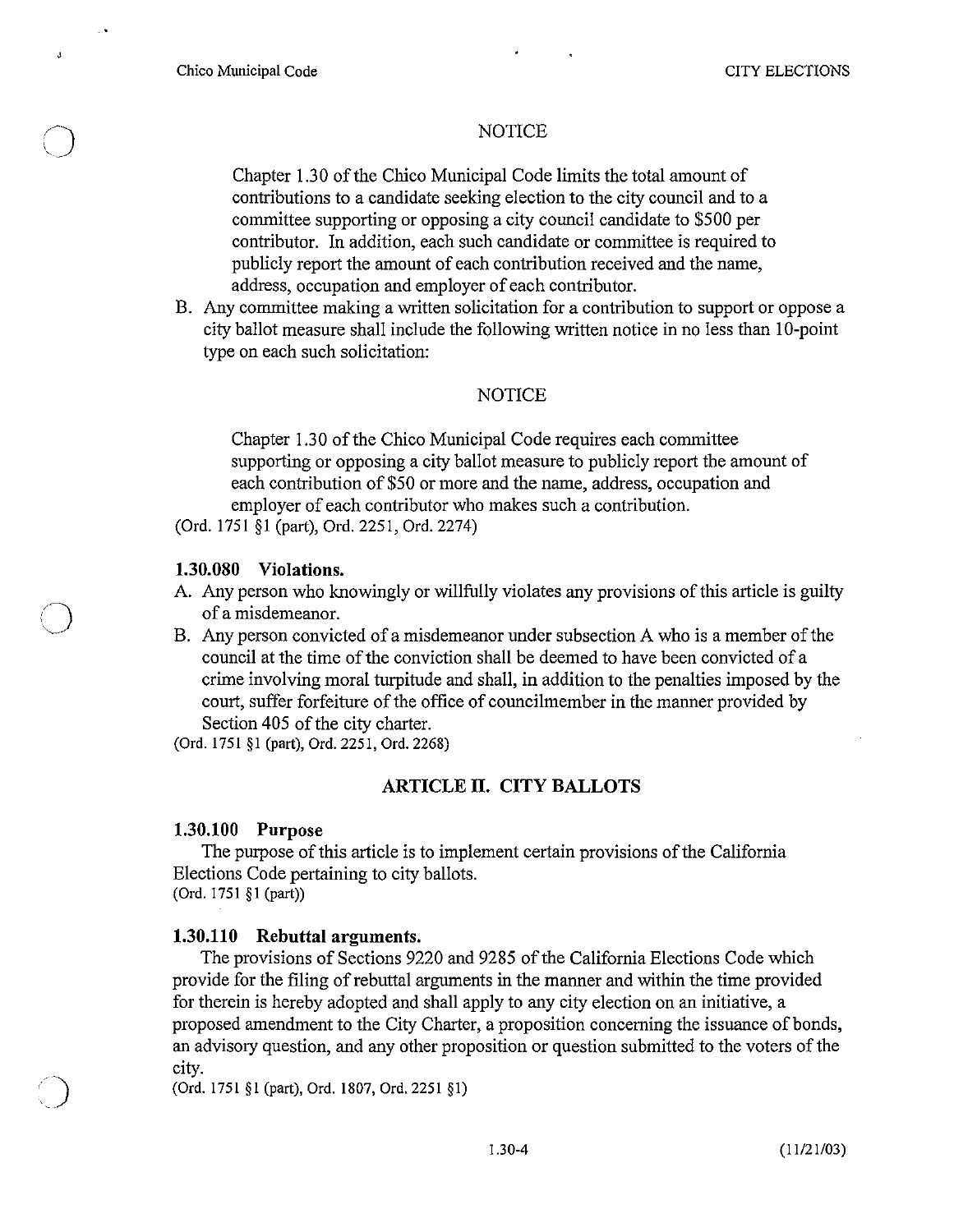NOTICE

Chapter 1.30 of the Chico Municipal Code limits the total amount of contributions to a candidate seeking election to the city council and to a committee supporting or opposing a city council candidate to $500 per contributor. In addition, each such candidate or committee is required to publicly report the amount of each contribution received and the name, address, occupation and employer of each contributor.

B. Any committee making a written solicitation for a contribution to support or oppose a city ballot measure shall include the following written notice in no less than 10-point type on each such solicitation:

NOTICE

Chapter 1.30 of the Chico Municipal Code requires each committee supporting or opposing a city ballot measure to publicly report the amount of each contribution of $50 or more and the name, address, occupation and employer of each contributor who makes such a contribution.

(Ord. 1751 §1 (part), Ord. 2251, Ord. 2274)

### 1.30.080 Violations.

A. Any person who knowingly or willfully violates any provisions of this article is guilty of a misdemeanor.

B. Any person convicted of a misdemeanor under subsection A who is a member of the council at the time of the conviction shall be deemed to have been convicted of a crime involving moral turpitude and shall, in addition to the penalties imposed by the court, suffer forfeiture of the office of councilmember in the manner provided by Section 405 of the city charter.

(Ord. 1751 §1 (part), Ord. 2251, Ord. 2268)

## ARTICLE II. CITY BALLOTS

### 1.30.100 Purpose

The purpose of this article is to implement certain provisions of the California Elections Code pertaining to city ballots.

(Ord. 1751 §1 (part))

### 1.30.110 Rebuttal arguments.

The provisions of Sections 9220 and 9285 of the California Elections Code which provide for the filing of rebuttal arguments in the manner and within the time provided for therein is hereby adopted and shall apply to any city election on an initiative, a proposed amendment to the City Charter, a proposition concerning the issuance of bonds, an advisory question, and any other proposition or question submitted to the voters of the city.

(Ord. 1751 §1 (part), Ord. 1807, Ord. 2251 §1)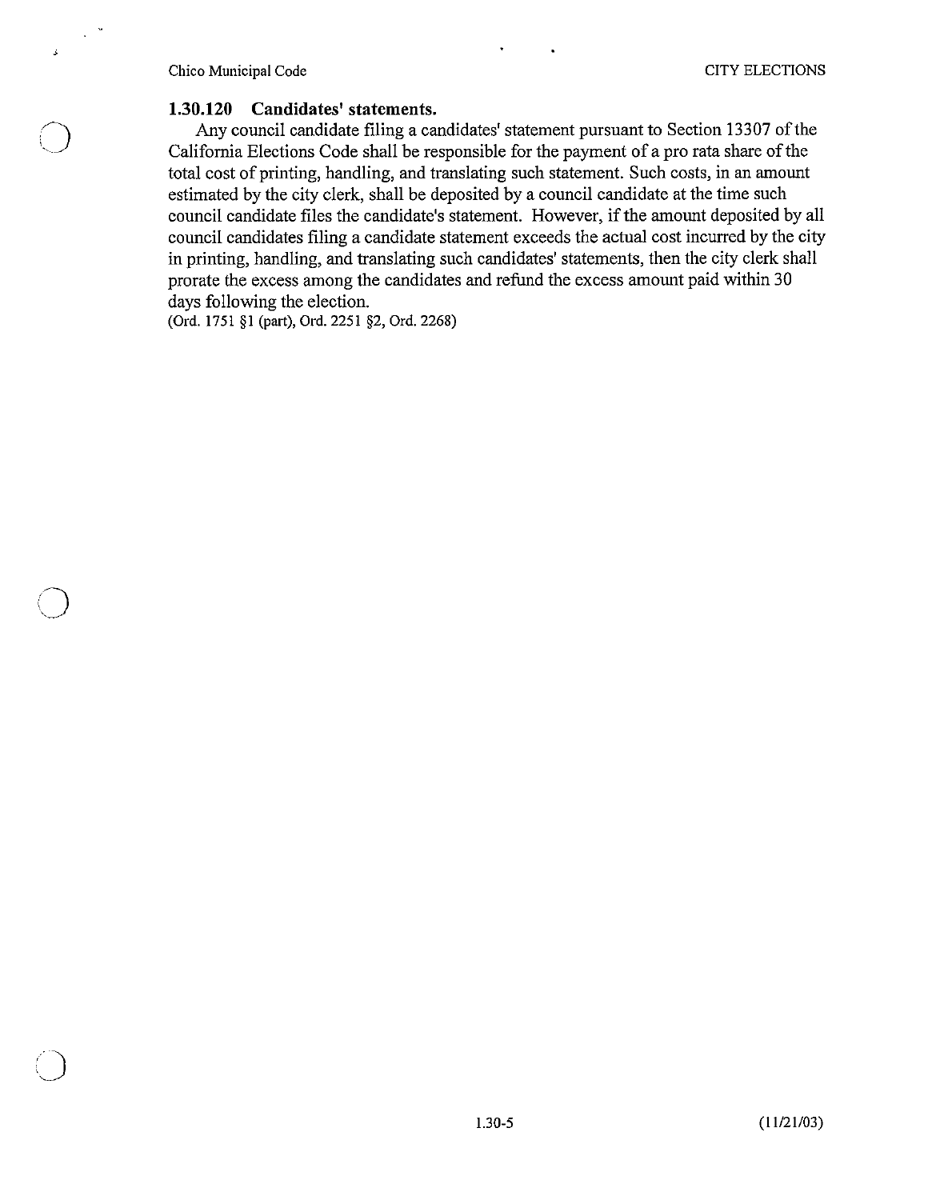### 1.30.120 Candidates' statements.

Any council candidate filing a candidates' statement pursuant to Section 13307 of the California Elections Code shall be responsible for the payment of a pro rata share of the total cost of printing, handling, and translating such statement. Such costs, in an amount estimated by the city clerk, shall be deposited by a council candidate at the time such council candidate files the candidate's statement. However, if the amount deposited by all council candidates filing a candidate statement exceeds the actual cost incurred by the city in printing, handling, and translating such candidates' statements, then the city clerk shall prorate the excess among the candidates and refund the excess amount paid within 30 days following the election.

(Ord. 1751 §1 (part), Ord. 2251 §2, Ord. 2268)